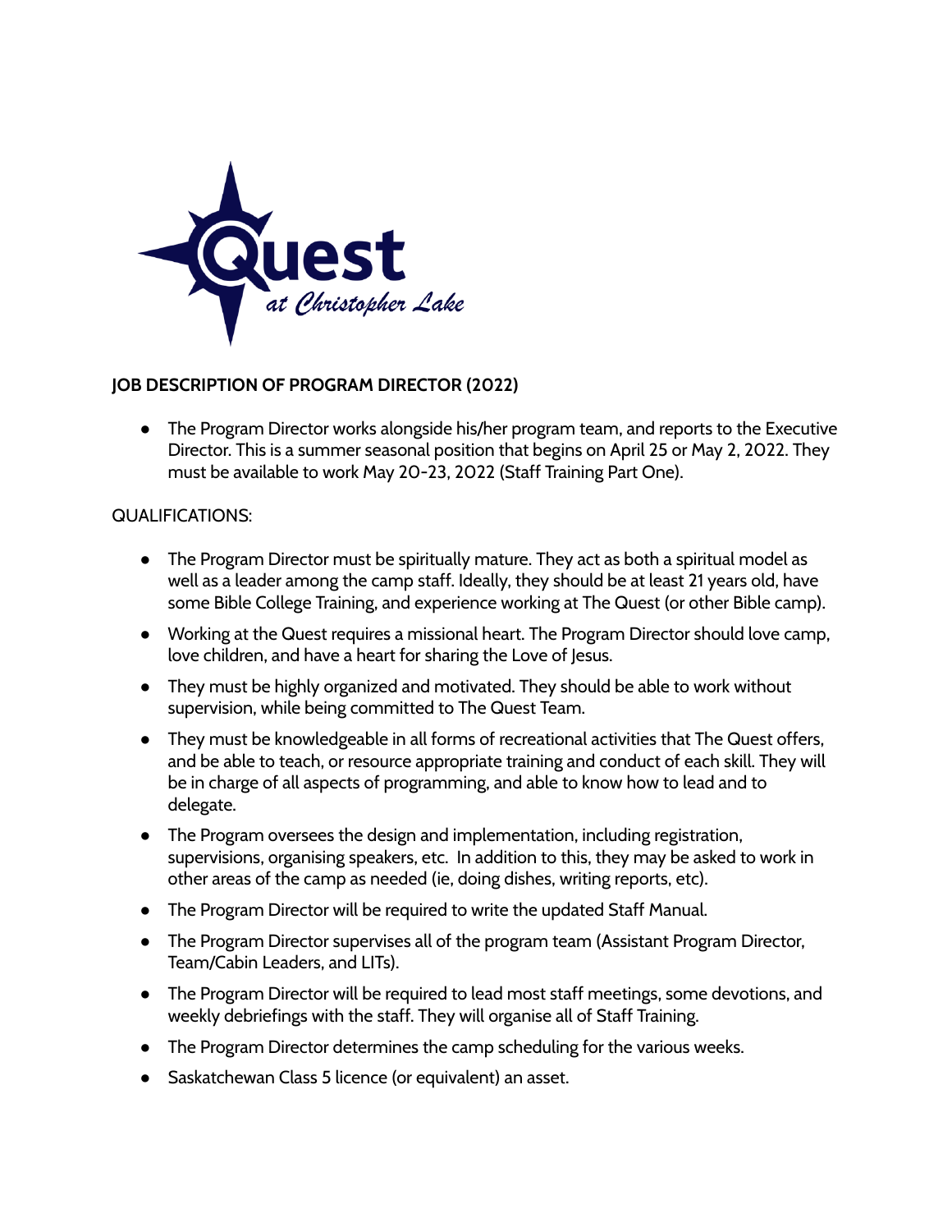**JOB DESCRIPTION OF PROGRAM DIRECTOR (2022)**

- The Program Director works alongside his/her program team, and reports to the Executive Director. This is a summer seasonal position that begins on April 25 or May 2, 2022. They must be available to work May 20-23, 2022 (Staff Training Part One).

QUALIFICATIONS:

- The Program Director must be spiritually mature. They act as both a spiritual model as well as a leader among the camp staff. Ideally, they should be at least 21 years old, have some Bible College Training, and experience working at The Quest (or other Bible camp).
- Working at the Quest requires a missional heart. The Program Director should love camp, love children, and have a heart for sharing the Love of Jesus.
- They must be highly organized and motivated. They should be able to work without supervision, while being committed to The Quest Team.
- They must be knowledgeable in all forms of recreational activities that The Quest offers, and be able to teach, or resource appropriate training and conduct of each skill. They will be in charge of all aspects of programming, and able to know how to lead and to delegate.
- The Program oversees the design and implementation, including registration, supervisions, organising speakers, etc. In addition to this, they may be asked to work in other areas of the camp as needed (ie, doing dishes, writing reports, etc).
- The Program Director will be required to write the updated Staff Manual.
- The Program Director supervises all of the program team (Assistant Program Director, Team/Cabin Leaders, and LITs).
- The Program Director will be required to lead most staff meetings, some devotions, and weekly debriefings with the staff. They will organise all of Staff Training.
- The Program Director determines the camp scheduling for the various weeks.
- Saskatchewan Class 5 licence (or equivalent) an asset.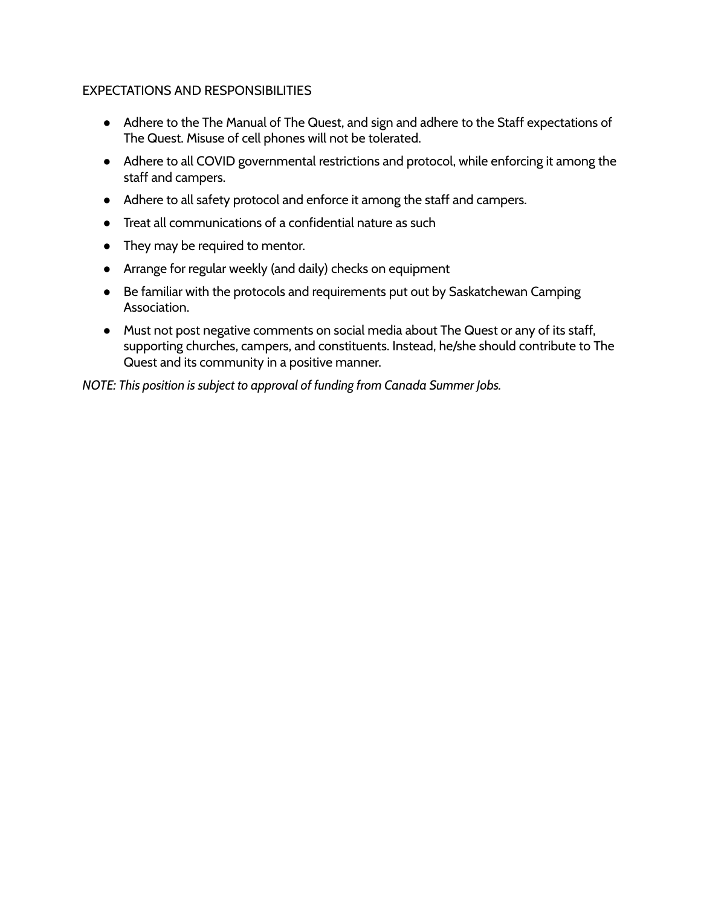## EXPECTATIONS AND RESPONSIBILITIES

- Adhere to the The Manual of The Quest, and sign and adhere to the Staff expectations of The Quest. Misuse of cell phones will not be tolerated.
- Adhere to all COVID governmental restrictions and protocol, while enforcing it among the staff and campers.
- Adhere to all safety protocol and enforce it among the staff and campers.
- Treat all communications of a confidential nature as such
- They may be required to mentor.
- Arrange for regular weekly (and daily) checks on equipment
- Be familiar with the protocols and requirements put out by Saskatchewan Camping Association.
- Must not post negative comments on social media about The Quest or any of its staff, supporting churches, campers, and constituents. Instead, he/she should contribute to The Quest and its community in a positive manner.

*NOTE: This position is subject to approval of funding from Canada Summer Jobs.*